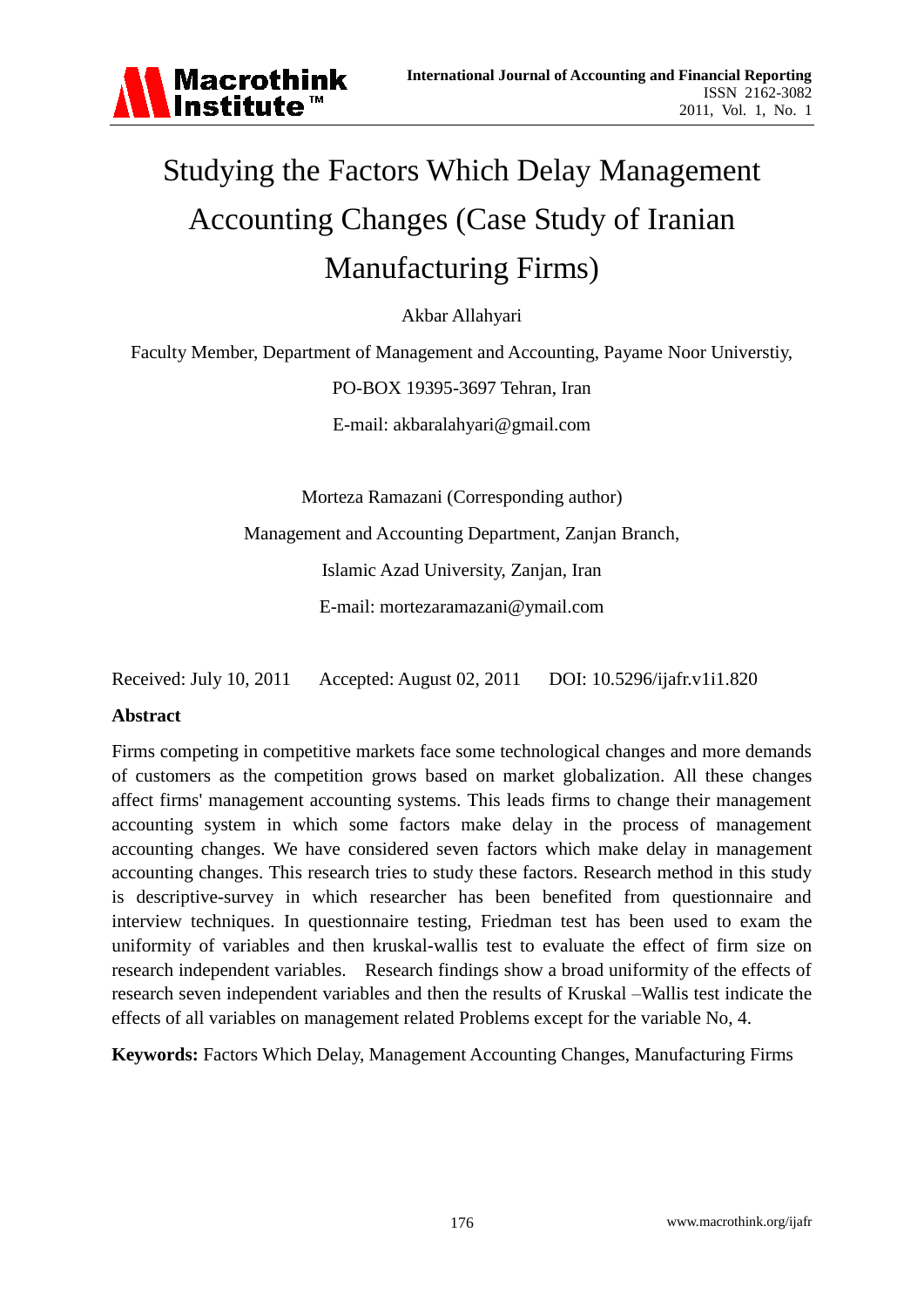# Studying the Factors Which Delay Management Accounting Changes (Case Study of Iranian Manufacturing Firms)

Akbar Allahyari

Faculty Member, Department of Management and Accounting, Payame Noor Universtiy,

PO-BOX 19395-3697 Tehran, Iran

E-mail: akbaralahyari@gmail.com

Morteza Ramazani (Corresponding author)

Management and Accounting Department, Zanjan Branch,

Islamic Azad University, Zanjan, Iran

E-mail: mortezaramazani@ymail.com

Received: July 10, 2011 Accepted: August 02, 2011 DOI: 10.5296/ijafr.v1i1.820

**Abstract**

Firms competing in competitive markets face some technological changes and more demands of customers as the competition grows based on market globalization. All these changes affect firms' management accounting systems. This leads firms to change their management accounting system in which some factors make delay in the process of management accounting changes. We have considered seven factors which make delay in management accounting changes. This research tries to study these factors. Research method in this study is descriptive-survey in which researcher has been benefited from questionnaire and interview techniques. In questionnaire testing, Friedman test has been used to exam the uniformity of variables and then kruskal-wallis test to evaluate the effect of firm size on research independent variables. Research findings show a broad uniformity of the effects of research seven independent variables and then the results of Kruskal –Wallis test indicate the effects of all variables on management related Problems except for the variable No, 4.

**Keywords:** Factors Which Delay, Management Accounting Changes, Manufacturing Firms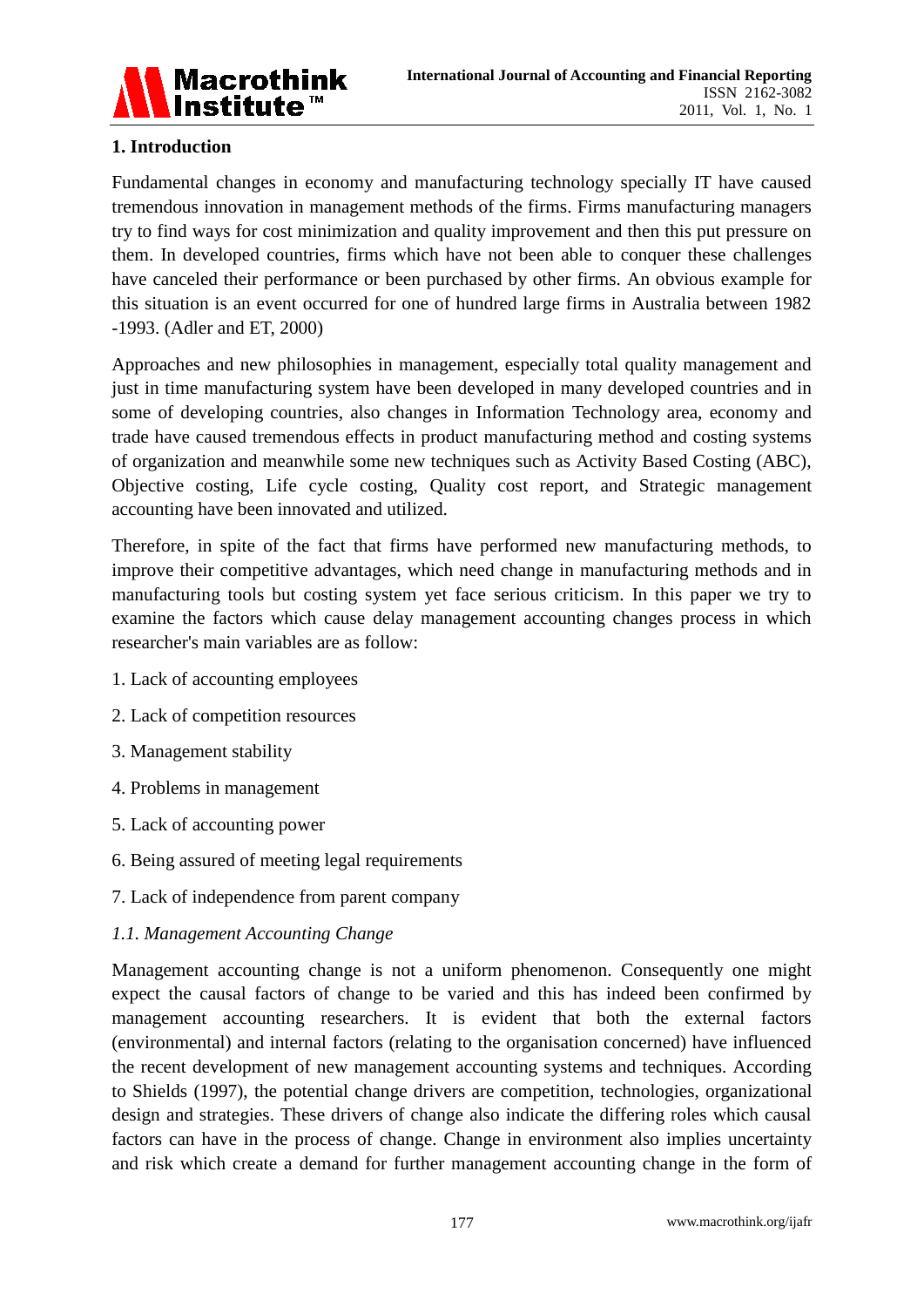## 1. Introduction

Fundamental changes in economy and manufacturing technology specially IT have caused tremendous innovation in management methods of the firms. Firms manufacturing managers try to find ways for cost minimization and quality improvement and then this put pressure on them. In developed countries, firms which have not been able to conquer these challenges have canceled their performance or been purchased by other firms. An obvious example for this situation is an event occurred for one of hundred large firms in Australia between 1982 -1993. (Adler and ET, 2000)

Approaches and new philosophies in management, especially total quality management and just in time manufacturing system have been developed in many developed countries and in some of developing countries, also changes in Information Technology area, economy and trade have caused tremendous effects in product manufacturing method and costing systems of organization and meanwhile some new techniques such as Activity Based Costing (ABC), Objective costing, Life cycle costing, Quality cost report, and Strategic management accounting have been innovated and utilized.

Therefore, in spite of the fact that firms have performed new manufacturing methods, to improve their competitive advantages, which need change in manufacturing methods and in manufacturing tools but costing system yet face serious criticism. In this paper we try to examine the factors which cause delay management accounting changes process in which researcher's main variables are as follow:

1. Lack of accounting employees
2. Lack of competition resources
3. Management stability
4. Problems in management
5. Lack of accounting power
6. Being assured of meeting legal requirements
7. Lack of independence from parent company

### *1.1. Management Accounting Change*

Management accounting change is not a uniform phenomenon. Consequently one might expect the causal factors of change to be varied and this has indeed been confirmed by management accounting researchers. It is evident that both the external factors (environmental) and internal factors (relating to the organisation concerned) have influenced the recent development of new management accounting systems and techniques. According to Shields (1997), the potential change drivers are competition, technologies, organizational design and strategies. These drivers of change also indicate the differing roles which causal factors can have in the process of change. Change in environment also implies uncertainty and risk which create a demand for further management accounting change in the form of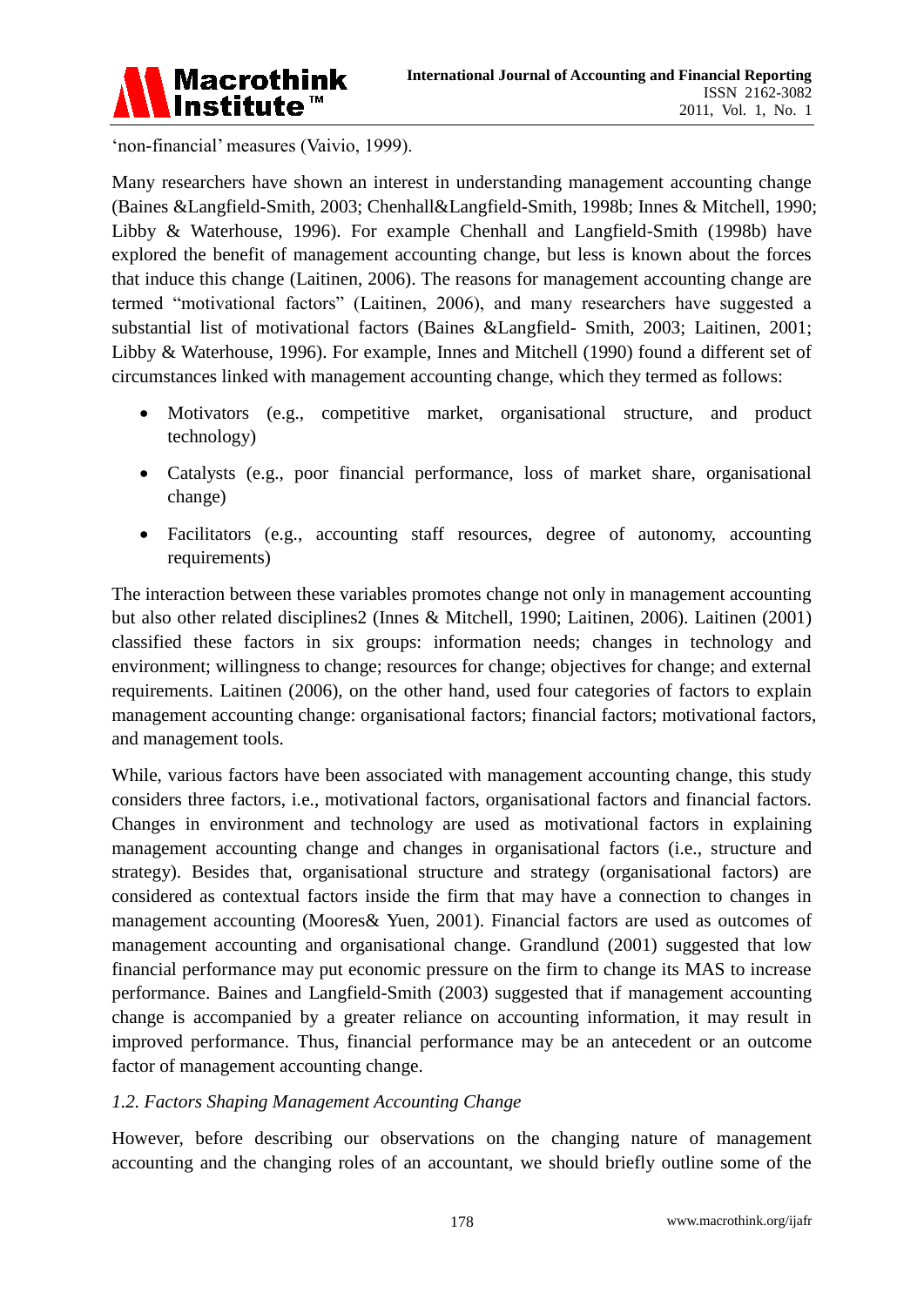'non-financial' measures (Vaivio, 1999).

Many researchers have shown an interest in understanding management accounting change (Baines &Langfield-Smith, 2003; Chenhall&Langfield-Smith, 1998b; Innes & Mitchell, 1990; Libby & Waterhouse, 1996). For example Chenhall and Langfield-Smith (1998b) have explored the benefit of management accounting change, but less is known about the forces that induce this change (Laitinen, 2006). The reasons for management accounting change are termed "motivational factors" (Laitinen, 2006), and many researchers have suggested a substantial list of motivational factors (Baines &Langfield- Smith, 2003; Laitinen, 2001; Libby & Waterhouse, 1996). For example, Innes and Mitchell (1990) found a different set of circumstances linked with management accounting change, which they termed as follows:

- Motivators (e.g., competitive market, organisational structure, and product technology)
- Catalysts (e.g., poor financial performance, loss of market share, organisational change)
- Facilitators (e.g., accounting staff resources, degree of autonomy, accounting requirements)

The interaction between these variables promotes change not only in management accounting but also other related disciplines2 (Innes & Mitchell, 1990; Laitinen, 2006). Laitinen (2001) classified these factors in six groups: information needs; changes in technology and environment; willingness to change; resources for change; objectives for change; and external requirements. Laitinen (2006), on the other hand, used four categories of factors to explain management accounting change: organisational factors; financial factors; motivational factors, and management tools.

While, various factors have been associated with management accounting change, this study considers three factors, i.e., motivational factors, organisational factors and financial factors. Changes in environment and technology are used as motivational factors in explaining management accounting change and changes in organisational factors (i.e., structure and strategy). Besides that, organisational structure and strategy (organisational factors) are considered as contextual factors inside the firm that may have a connection to changes in management accounting (Moores& Yuen, 2001). Financial factors are used as outcomes of management accounting and organisational change. Grandlund (2001) suggested that low financial performance may put economic pressure on the firm to change its MAS to increase performance. Baines and Langfield-Smith (2003) suggested that if management accounting change is accompanied by a greater reliance on accounting information, it may result in improved performance. Thus, financial performance may be an antecedent or an outcome factor of management accounting change.

### *1.2. Factors Shaping Management Accounting Change*

However, before describing our observations on the changing nature of management accounting and the changing roles of an accountant, we should briefly outline some of the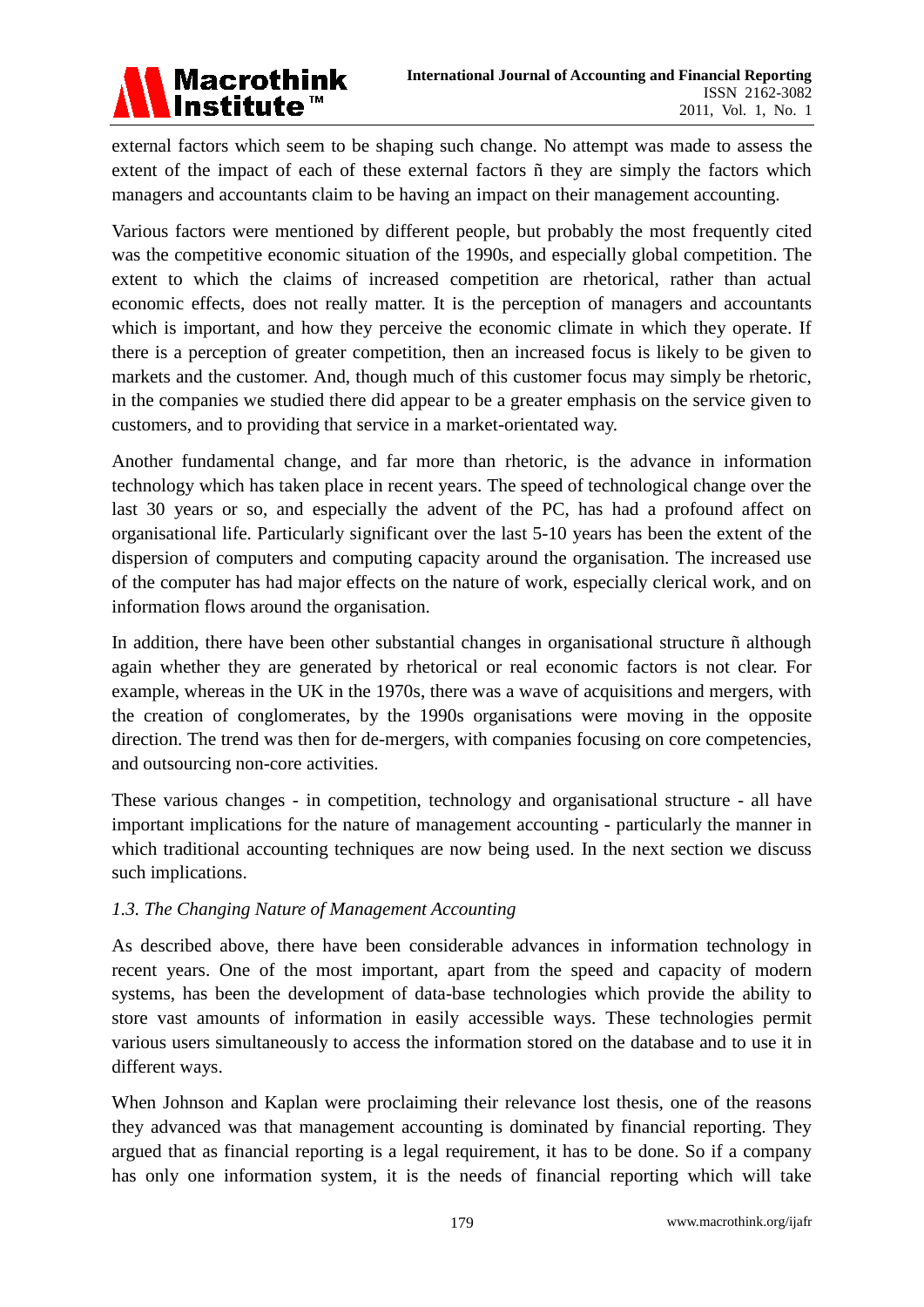external factors which seem to be shaping such change. No attempt was made to assess the extent of the impact of each of these external factors ñ they are simply the factors which managers and accountants claim to be having an impact on their management accounting.

Various factors were mentioned by different people, but probably the most frequently cited was the competitive economic situation of the 1990s, and especially global competition. The extent to which the claims of increased competition are rhetorical, rather than actual economic effects, does not really matter. It is the perception of managers and accountants which is important, and how they perceive the economic climate in which they operate. If there is a perception of greater competition, then an increased focus is likely to be given to markets and the customer. And, though much of this customer focus may simply be rhetoric, in the companies we studied there did appear to be a greater emphasis on the service given to customers, and to providing that service in a market-orientated way.

Another fundamental change, and far more than rhetoric, is the advance in information technology which has taken place in recent years. The speed of technological change over the last 30 years or so, and especially the advent of the PC, has had a profound affect on organisational life. Particularly significant over the last 5-10 years has been the extent of the dispersion of computers and computing capacity around the organisation. The increased use of the computer has had major effects on the nature of work, especially clerical work, and on information flows around the organisation.

In addition, there have been other substantial changes in organisational structure ñ although again whether they are generated by rhetorical or real economic factors is not clear. For example, whereas in the UK in the 1970s, there was a wave of acquisitions and mergers, with the creation of conglomerates, by the 1990s organisations were moving in the opposite direction. The trend was then for de-mergers, with companies focusing on core competencies, and outsourcing non-core activities.

These various changes - in competition, technology and organisational structure - all have important implications for the nature of management accounting - particularly the manner in which traditional accounting techniques are now being used. In the next section we discuss such implications.

### *1.3. The Changing Nature of Management Accounting*

As described above, there have been considerable advances in information technology in recent years. One of the most important, apart from the speed and capacity of modern systems, has been the development of data-base technologies which provide the ability to store vast amounts of information in easily accessible ways. These technologies permit various users simultaneously to access the information stored on the database and to use it in different ways.

When Johnson and Kaplan were proclaiming their relevance lost thesis, one of the reasons they advanced was that management accounting is dominated by financial reporting. They argued that as financial reporting is a legal requirement, it has to be done. So if a company has only one information system, it is the needs of financial reporting which will take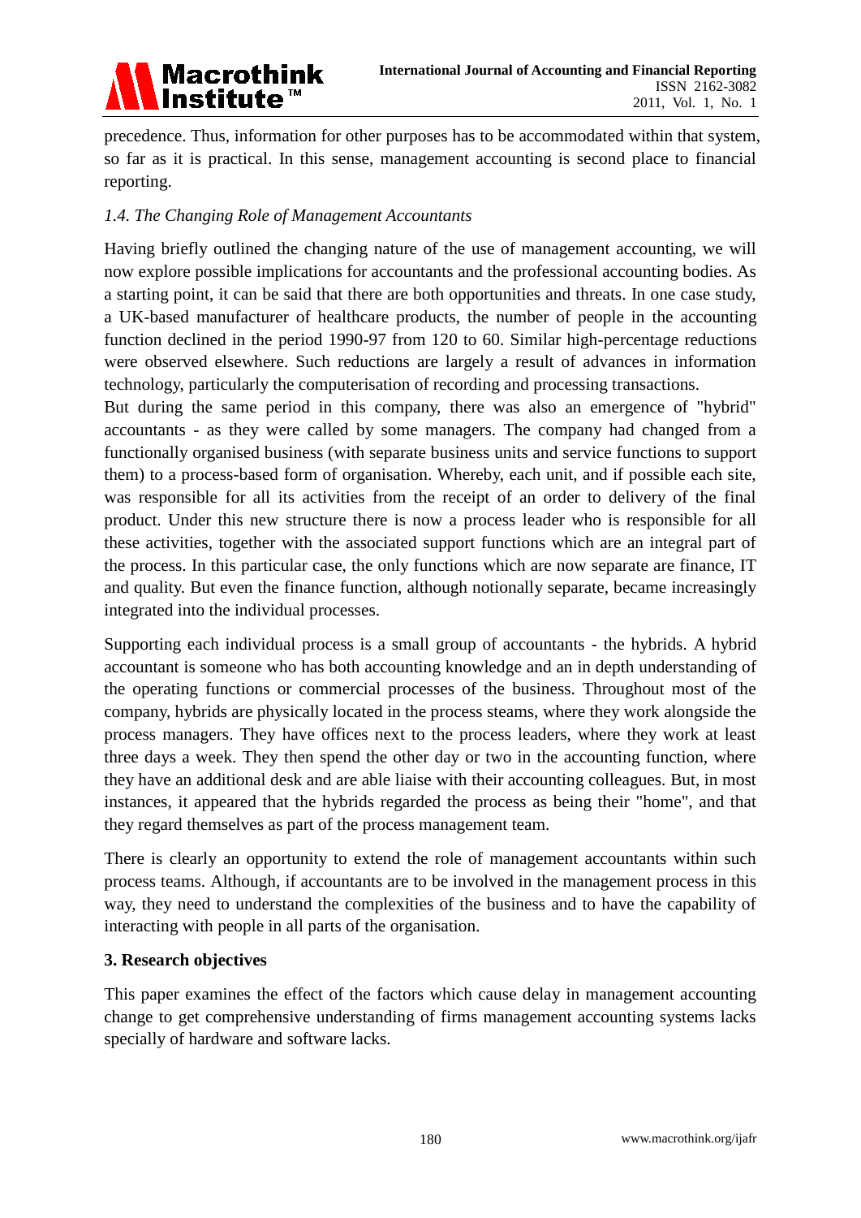precedence. Thus, information for other purposes has to be accommodated within that system, so far as it is practical. In this sense, management accounting is second place to financial reporting.

### *1.4. The Changing Role of Management Accountants*

Having briefly outlined the changing nature of the use of management accounting, we will now explore possible implications for accountants and the professional accounting bodies. As a starting point, it can be said that there are both opportunities and threats. In one case study, a UK-based manufacturer of healthcare products, the number of people in the accounting function declined in the period 1990-97 from 120 to 60. Similar high-percentage reductions were observed elsewhere. Such reductions are largely a result of advances in information technology, particularly the computerisation of recording and processing transactions.

But during the same period in this company, there was also an emergence of "hybrid" accountants - as they were called by some managers. The company had changed from a functionally organised business (with separate business units and service functions to support them) to a process-based form of organisation. Whereby, each unit, and if possible each site, was responsible for all its activities from the receipt of an order to delivery of the final product. Under this new structure there is now a process leader who is responsible for all these activities, together with the associated support functions which are an integral part of the process. In this particular case, the only functions which are now separate are finance, IT and quality. But even the finance function, although notionally separate, became increasingly integrated into the individual processes.

Supporting each individual process is a small group of accountants - the hybrids. A hybrid accountant is someone who has both accounting knowledge and an in depth understanding of the operating functions or commercial processes of the business. Throughout most of the company, hybrids are physically located in the process steams, where they work alongside the process managers. They have offices next to the process leaders, where they work at least three days a week. They then spend the other day or two in the accounting function, where they have an additional desk and are able liaise with their accounting colleagues. But, in most instances, it appeared that the hybrids regarded the process as being their "home", and that they regard themselves as part of the process management team.

There is clearly an opportunity to extend the role of management accountants within such process teams. Although, if accountants are to be involved in the management process in this way, they need to understand the complexities of the business and to have the capability of interacting with people in all parts of the organisation.

## 3. Research objectives

This paper examines the effect of the factors which cause delay in management accounting change to get comprehensive understanding of firms management accounting systems lacks specially of hardware and software lacks.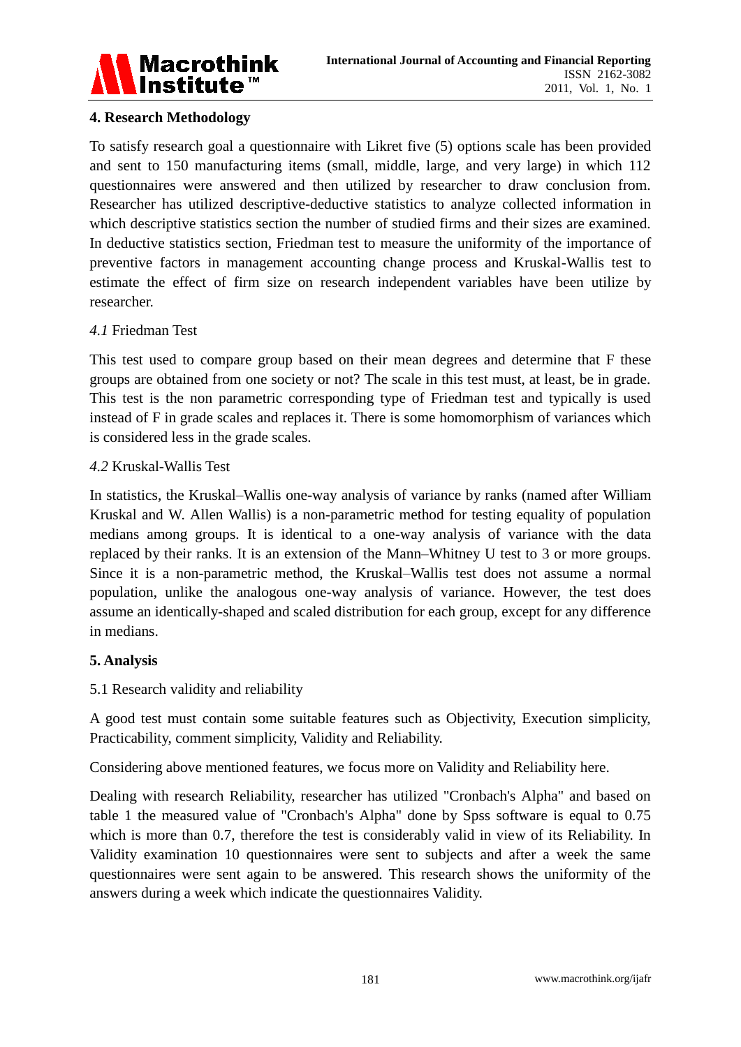## 4. Research Methodology

To satisfy research goal a questionnaire with Likret five (5) options scale has been provided and sent to 150 manufacturing items (small, middle, large, and very large) in which 112 questionnaires were answered and then utilized by researcher to draw conclusion from. Researcher has utilized descriptive-deductive statistics to analyze collected information in which descriptive statistics section the number of studied firms and their sizes are examined. In deductive statistics section, Friedman test to measure the uniformity of the importance of preventive factors in management accounting change process and Kruskal-Wallis test to estimate the effect of firm size on research independent variables have been utilize by researcher.

### *4.1* Friedman Test

This test used to compare group based on their mean degrees and determine that F these groups are obtained from one society or not? The scale in this test must, at least, be in grade. This test is the non parametric corresponding type of Friedman test and typically is used instead of F in grade scales and replaces it. There is some homomorphism of variances which is considered less in the grade scales.

### *4.2* Kruskal-Wallis Test

In statistics, the Kruskal–Wallis one-way analysis of variance by ranks (named after William Kruskal and W. Allen Wallis) is a non-parametric method for testing equality of population medians among groups. It is identical to a one-way analysis of variance with the data replaced by their ranks. It is an extension of the Mann–Whitney U test to 3 or more groups. Since it is a non-parametric method, the Kruskal–Wallis test does not assume a normal population, unlike the analogous one-way analysis of variance. However, the test does assume an identically-shaped and scaled distribution for each group, except for any difference in medians.

## 5. Analysis

### 5.1 Research validity and reliability

A good test must contain some suitable features such as Objectivity, Execution simplicity, Practicability, comment simplicity, Validity and Reliability.

Considering above mentioned features, we focus more on Validity and Reliability here.

Dealing with research Reliability, researcher has utilized "Cronbach's Alpha" and based on table 1 the measured value of "Cronbach's Alpha" done by Spss software is equal to 0.75 which is more than 0.7, therefore the test is considerably valid in view of its Reliability. In Validity examination 10 questionnaires were sent to subjects and after a week the same questionnaires were sent again to be answered. This research shows the uniformity of the answers during a week which indicate the questionnaires Validity.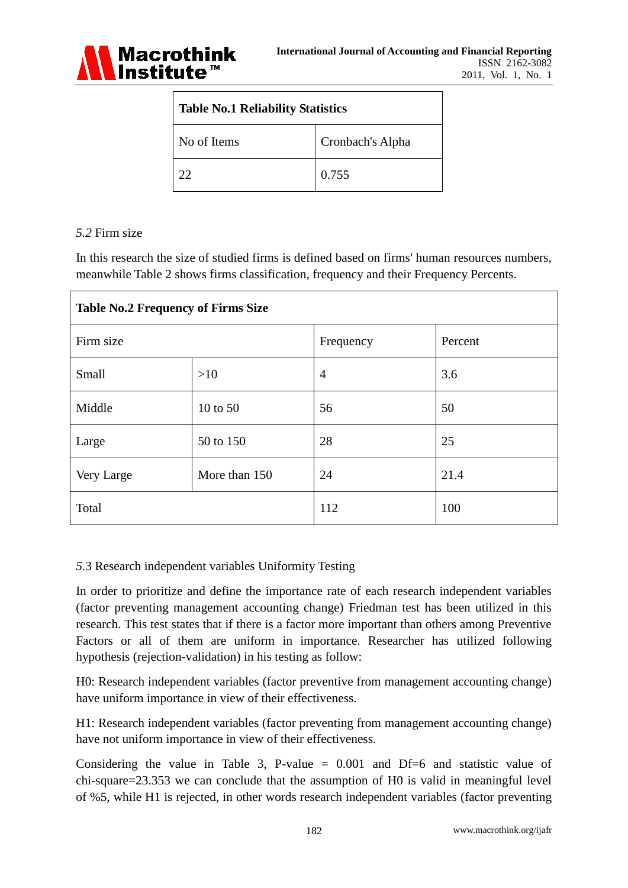| Table No.1 Reliability Statistics | |
|---|---|
| No of Items | Cronbach's Alpha |
| 22 | 0.755 |

*5.2* Firm size

In this research the size of studied firms is defined based on firms' human resources numbers, meanwhile Table 2 shows firms classification, frequency and their Frequency Percents.

| Table No.2 Frequency of Firms Size | | | |
|---|---|---|---|
| Firm size | | Frequency | Percent |
| Small | >10 | 4 | 3.6 |
| Middle | 10 to 50 | 56 | 50 |
| Large | 50 to 150 | 28 | 25 |
| Very Large | More than 150 | 24 | 21.4 |
| Total | | 112 | 100 |

*5.*3 Research independent variables Uniformity Testing

In order to prioritize and define the importance rate of each research independent variables (factor preventing management accounting change) Friedman test has been utilized in this research. This test states that if there is a factor more important than others among Preventive Factors or all of them are uniform in importance. Researcher has utilized following hypothesis (rejection-validation) in his testing as follow:

H0: Research independent variables (factor preventive from management accounting change) have uniform importance in view of their effectiveness.

H1: Research independent variables (factor preventing from management accounting change) have not uniform importance in view of their effectiveness.

Considering the value in Table 3, P-value = 0.001 and Df=6 and statistic value of chi-square=23.353 we can conclude that the assumption of H0 is valid in meaningful level of %5, while H1 is rejected, in other words research independent variables (factor preventing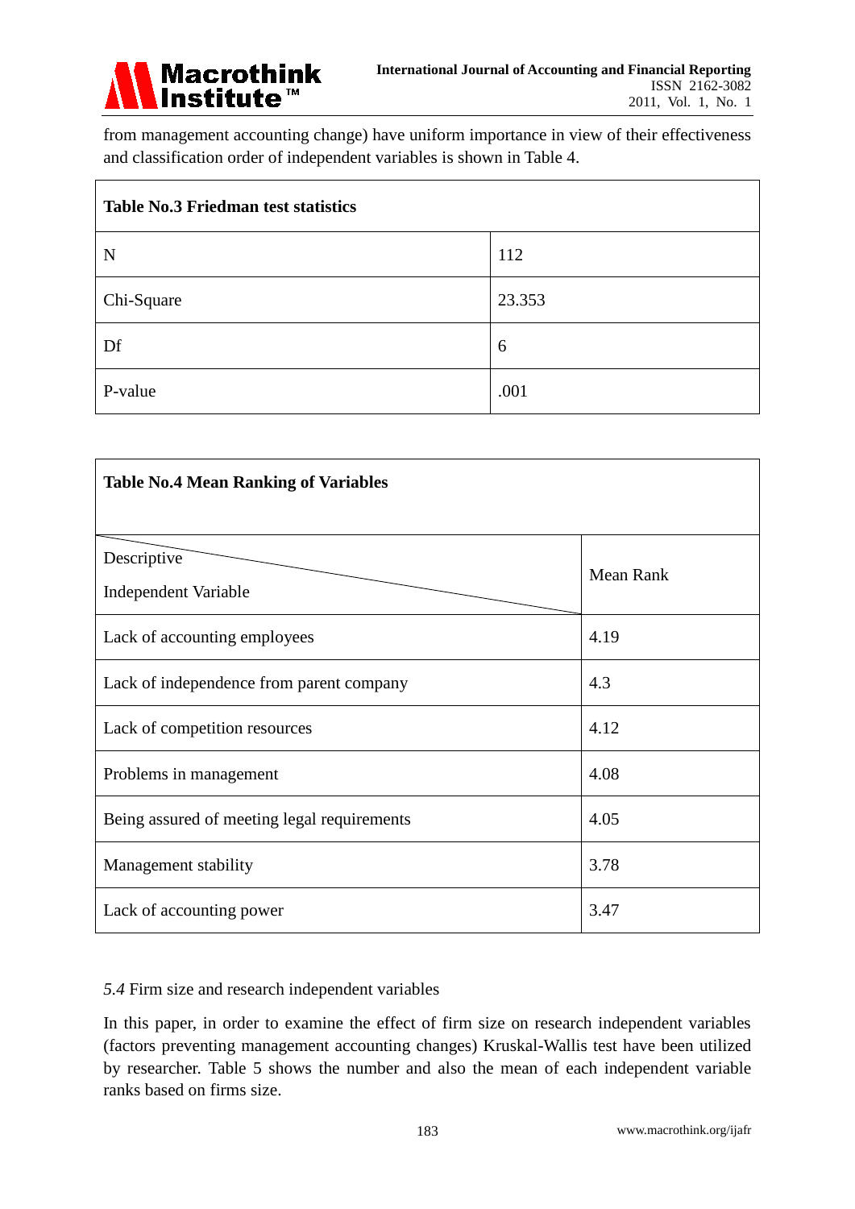from management accounting change) have uniform importance in view of their effectiveness and classification order of independent variables is shown in Table 4.

**Table No.3 Friedman test statistics**

| | |
|---|---|
| N | 112 |
| Chi-Square | 23.353 |
| Df | 6 |
| P-value | .001 |

**Table No.4 Mean Ranking of Variables**

| Descriptive / Independent Variable | Mean Rank |
|---|---|
| Lack of accounting employees | 4.19 |
| Lack of independence from parent company | 4.3 |
| Lack of competition resources | 4.12 |
| Problems in management | 4.08 |
| Being assured of meeting legal requirements | 4.05 |
| Management stability | 3.78 |
| Lack of accounting power | 3.47 |

*5.4* Firm size and research independent variables

In this paper, in order to examine the effect of firm size on research independent variables (factors preventing management accounting changes) Kruskal-Wallis test have been utilized by researcher. Table 5 shows the number and also the mean of each independent variable ranks based on firms size.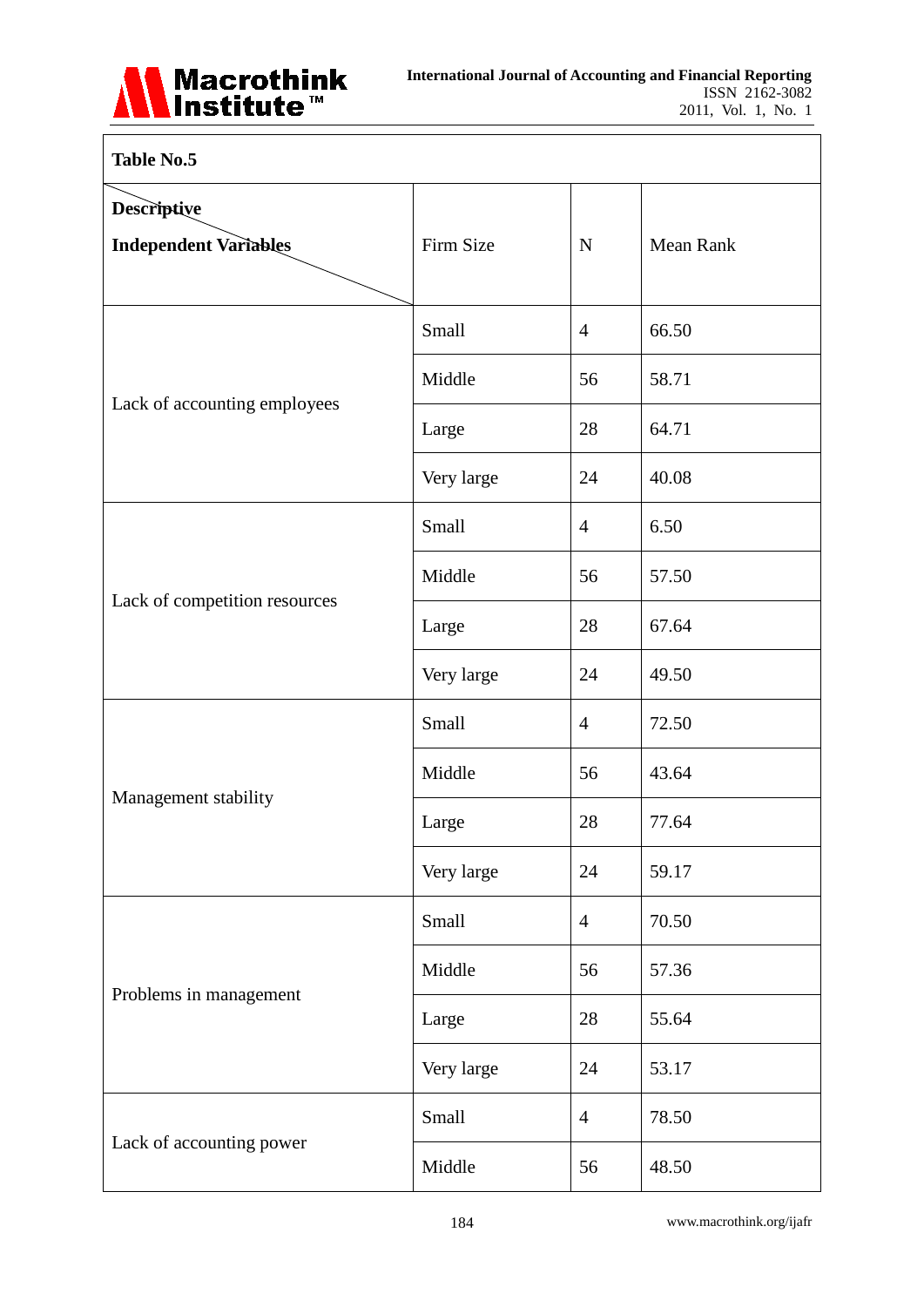**Table No.5**

| Descriptive / Independent Variables | Firm Size | N | Mean Rank |
|---|---|---|---|
| Lack of accounting employees | Small | 4 | 66.50 |
| | Middle | 56 | 58.71 |
| | Large | 28 | 64.71 |
| | Very large | 24 | 40.08 |
| Lack of competition resources | Small | 4 | 6.50 |
| | Middle | 56 | 57.50 |
| | Large | 28 | 67.64 |
| | Very large | 24 | 49.50 |
| Management stability | Small | 4 | 72.50 |
| | Middle | 56 | 43.64 |
| | Large | 28 | 77.64 |
| | Very large | 24 | 59.17 |
| Problems in management | Small | 4 | 70.50 |
| | Middle | 56 | 57.36 |
| | Large | 28 | 55.64 |
| | Very large | 24 | 53.17 |
| Lack of accounting power | Small | 4 | 78.50 |
| | Middle | 56 | 48.50 |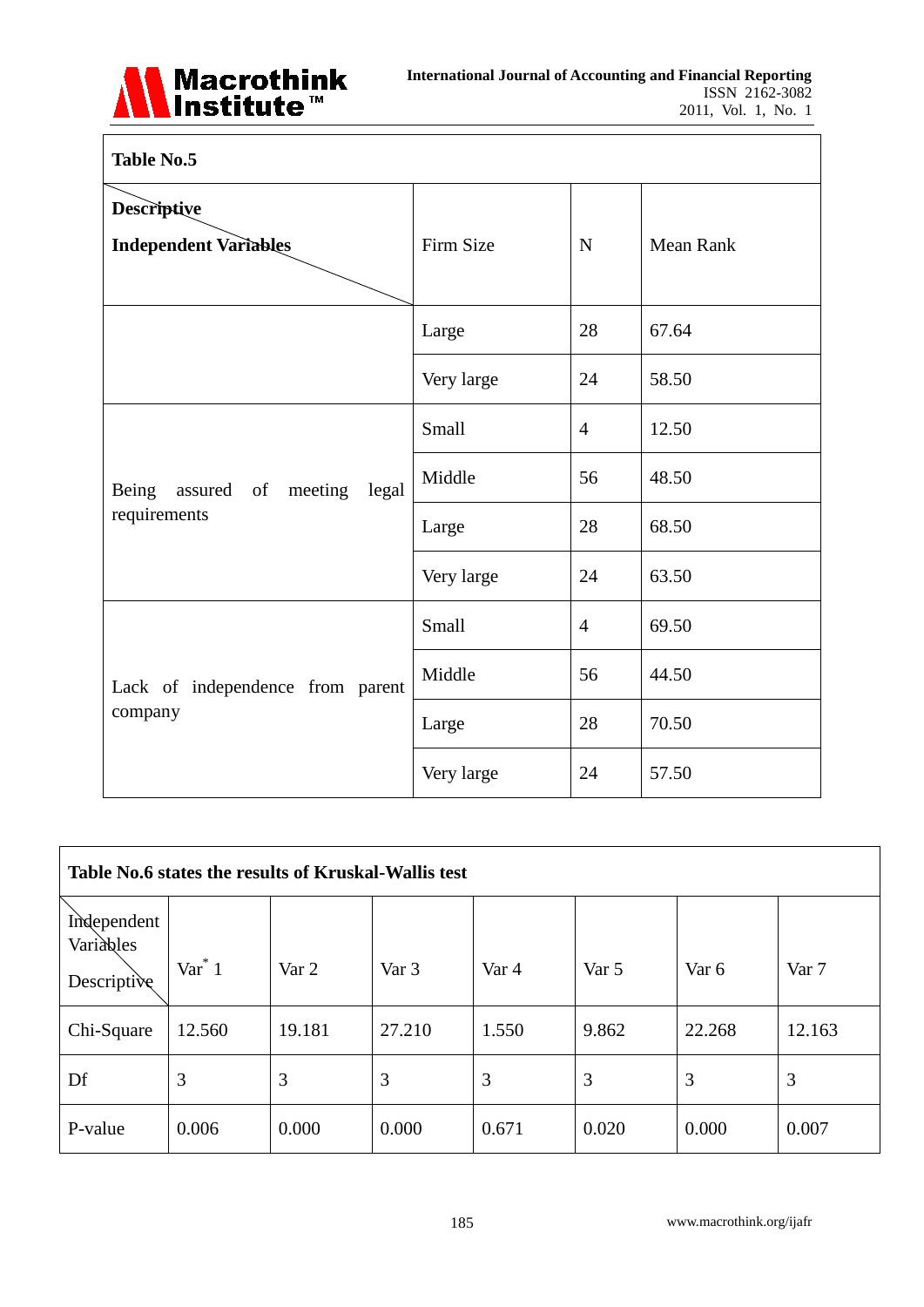| Table No.5 | | | |
|---|---|---|---|
| Descriptive / Independent Variables | Firm Size | N | Mean Rank |
| | Large | 28 | 67.64 |
| | Very large | 24 | 58.50 |
| Being assured of meeting legal requirements | Small | 4 | 12.50 |
| | Middle | 56 | 48.50 |
| | Large | 28 | 68.50 |
| | Very large | 24 | 63.50 |
| Lack of independence from parent company | Small | 4 | 69.50 |
| | Middle | 56 | 44.50 |
| | Large | 28 | 70.50 |
| | Very large | 24 | 57.50 |

**Table No.6 states the results of Kruskal-Wallis test**

| Independent Variables / Descriptive | Var* 1 | Var 2 | Var 3 | Var 4 | Var 5 | Var 6 | Var 7 |
|---|---|---|---|---|---|---|---|
| Chi-Square | 12.560 | 19.181 | 27.210 | 1.550 | 9.862 | 22.268 | 12.163 |
| Df | 3 | 3 | 3 | 3 | 3 | 3 | 3 |
| P-value | 0.006 | 0.000 | 0.000 | 0.671 | 0.020 | 0.000 | 0.007 |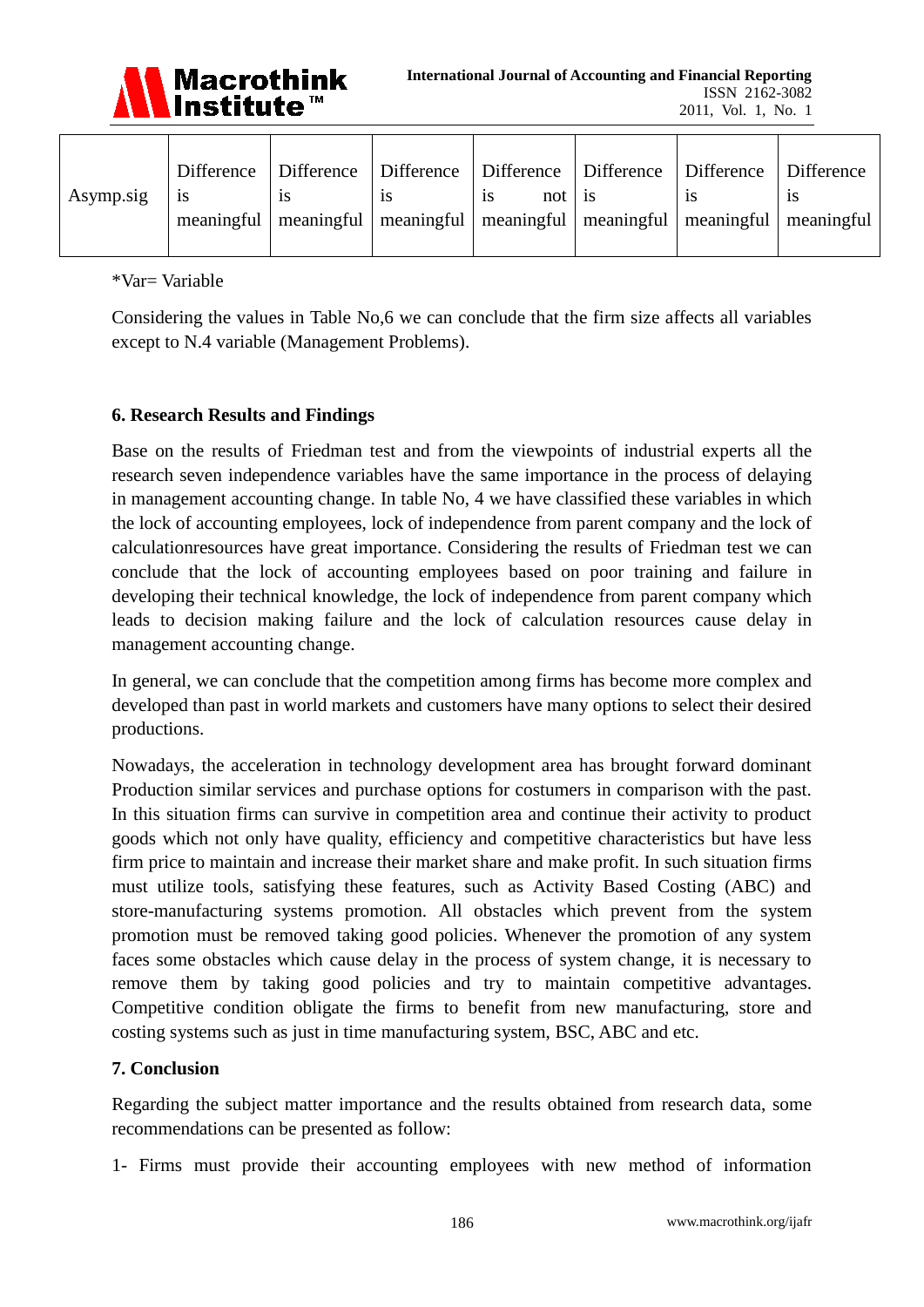| Asymp.sig | Difference is meaningful | Difference is meaningful | Difference is meaningful | Difference is not meaningful | Difference is meaningful | Difference is meaningful | Difference is meaningful |
|---|---|---|---|---|---|---|---|

*Var= Variable

Considering the values in Table No,6 we can conclude that the firm size affects all variables except to N.4 variable (Management Problems).

## 6. Research Results and Findings

Base on the results of Friedman test and from the viewpoints of industrial experts all the research seven independence variables have the same importance in the process of delaying in management accounting change. In table No, 4 we have classified these variables in which the lock of accounting employees, lock of independence from parent company and the lock of calculationresources have great importance. Considering the results of Friedman test we can conclude that the lock of accounting employees based on poor training and failure in developing their technical knowledge, the lock of independence from parent company which leads to decision making failure and the lock of calculation resources cause delay in management accounting change.

In general, we can conclude that the competition among firms has become more complex and developed than past in world markets and customers have many options to select their desired productions.

Nowadays, the acceleration in technology development area has brought forward dominant Production similar services and purchase options for costumers in comparison with the past. In this situation firms can survive in competition area and continue their activity to product goods which not only have quality, efficiency and competitive characteristics but have less firm price to maintain and increase their market share and make profit. In such situation firms must utilize tools, satisfying these features, such as Activity Based Costing (ABC) and store-manufacturing systems promotion. All obstacles which prevent from the system promotion must be removed taking good policies. Whenever the promotion of any system faces some obstacles which cause delay in the process of system change, it is necessary to remove them by taking good policies and try to maintain competitive advantages. Competitive condition obligate the firms to benefit from new manufacturing, store and costing systems such as just in time manufacturing system, BSC, ABC and etc.

## 7. Conclusion

Regarding the subject matter importance and the results obtained from research data, some recommendations can be presented as follow:

1- Firms must provide their accounting employees with new method of information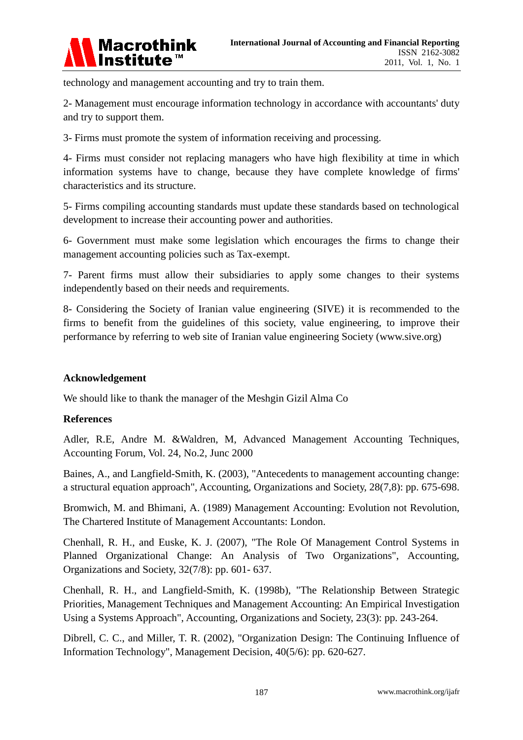technology and management accounting and try to train them.

2- Management must encourage information technology in accordance with accountants' duty and try to support them.

3- Firms must promote the system of information receiving and processing.

4- Firms must consider not replacing managers who have high flexibility at time in which information systems have to change, because they have complete knowledge of firms' characteristics and its structure.

5- Firms compiling accounting standards must update these standards based on technological development to increase their accounting power and authorities.

6- Government must make some legislation which encourages the firms to change their management accounting policies such as Tax-exempt.

7- Parent firms must allow their subsidiaries to apply some changes to their systems independently based on their needs and requirements.

8- Considering the Society of Iranian value engineering (SIVE) it is recommended to the firms to benefit from the guidelines of this society, value engineering, to improve their performance by referring to web site of Iranian value engineering Society (www.sive.org)

## Acknowledgement

We should like to thank the manager of the Meshgin Gizil Alma Co

## References

Adler, R.E, Andre M. &Waldren, M, Advanced Management Accounting Techniques, Accounting Forum, Vol. 24, No.2, Junc 2000

Baines, A., and Langfield-Smith, K. (2003), "Antecedents to management accounting change: a structural equation approach", Accounting, Organizations and Society, 28(7,8): pp. 675-698.

Bromwich, M. and Bhimani, A. (1989) Management Accounting: Evolution not Revolution, The Chartered Institute of Management Accountants: London.

Chenhall, R. H., and Euske, K. J. (2007), "The Role Of Management Control Systems in Planned Organizational Change: An Analysis of Two Organizations", Accounting, Organizations and Society, 32(7/8): pp. 601- 637.

Chenhall, R. H., and Langfield-Smith, K. (1998b), "The Relationship Between Strategic Priorities, Management Techniques and Management Accounting: An Empirical Investigation Using a Systems Approach", Accounting, Organizations and Society, 23(3): pp. 243-264.

Dibrell, C. C., and Miller, T. R. (2002), "Organization Design: The Continuing Influence of Information Technology", Management Decision, 40(5/6): pp. 620-627.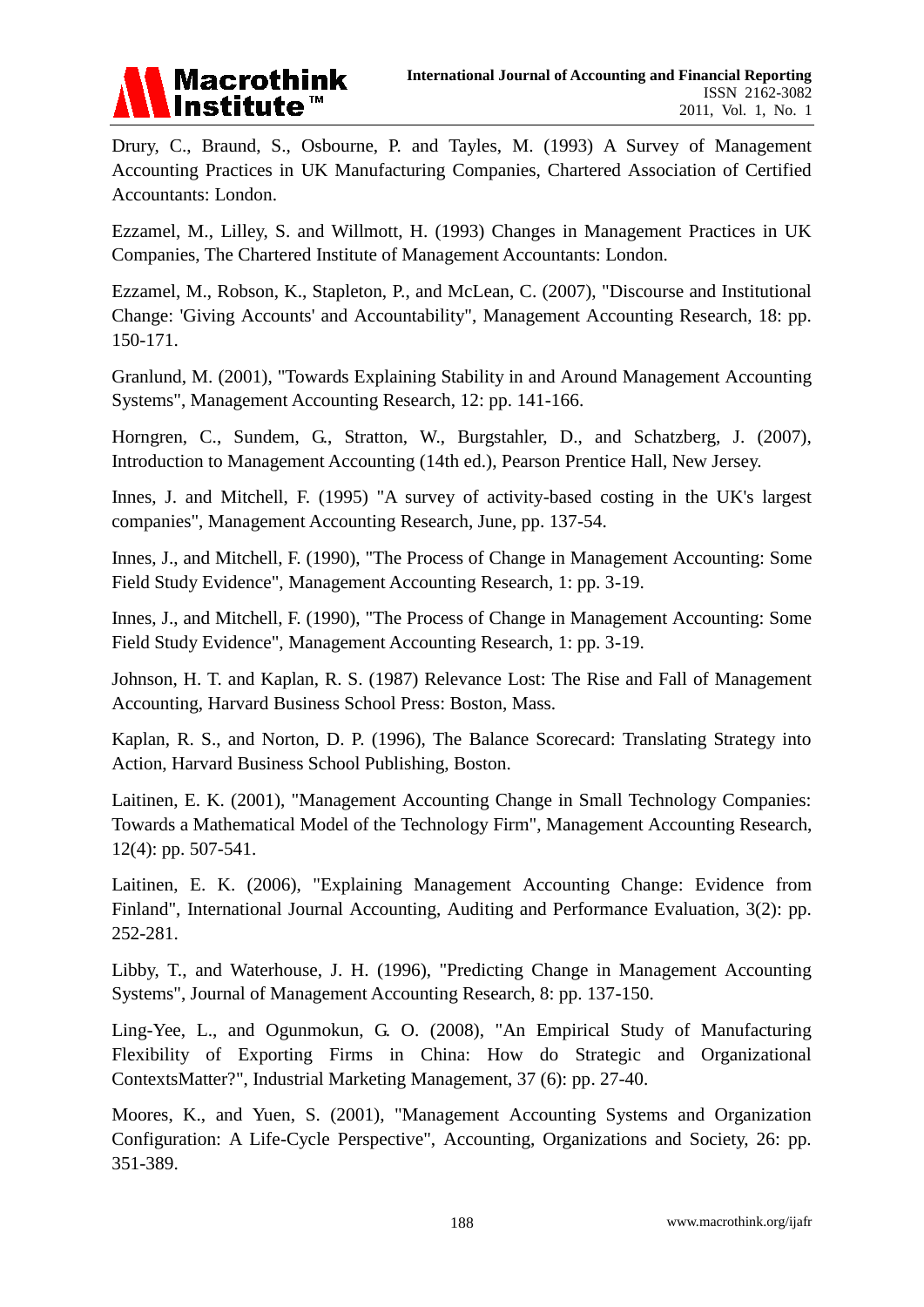Drury, C., Braund, S., Osbourne, P. and Tayles, M. (1993) A Survey of Management Accounting Practices in UK Manufacturing Companies, Chartered Association of Certified Accountants: London.

Ezzamel, M., Lilley, S. and Willmott, H. (1993) Changes in Management Practices in UK Companies, The Chartered Institute of Management Accountants: London.

Ezzamel, M., Robson, K., Stapleton, P., and McLean, C. (2007), "Discourse and Institutional Change: 'Giving Accounts' and Accountability", Management Accounting Research, 18: pp. 150-171.

Granlund, M. (2001), "Towards Explaining Stability in and Around Management Accounting Systems", Management Accounting Research, 12: pp. 141-166.

Horngren, C., Sundem, G., Stratton, W., Burgstahler, D., and Schatzberg, J. (2007), Introduction to Management Accounting (14th ed.), Pearson Prentice Hall, New Jersey.

Innes, J. and Mitchell, F. (1995) "A survey of activity-based costing in the UK's largest companies", Management Accounting Research, June, pp. 137-54.

Innes, J., and Mitchell, F. (1990), "The Process of Change in Management Accounting: Some Field Study Evidence", Management Accounting Research, 1: pp. 3-19.

Innes, J., and Mitchell, F. (1990), "The Process of Change in Management Accounting: Some Field Study Evidence", Management Accounting Research, 1: pp. 3-19.

Johnson, H. T. and Kaplan, R. S. (1987) Relevance Lost: The Rise and Fall of Management Accounting, Harvard Business School Press: Boston, Mass.

Kaplan, R. S., and Norton, D. P. (1996), The Balance Scorecard: Translating Strategy into Action, Harvard Business School Publishing, Boston.

Laitinen, E. K. (2001), "Management Accounting Change in Small Technology Companies: Towards a Mathematical Model of the Technology Firm", Management Accounting Research, 12(4): pp. 507-541.

Laitinen, E. K. (2006), "Explaining Management Accounting Change: Evidence from Finland", International Journal Accounting, Auditing and Performance Evaluation, 3(2): pp. 252-281.

Libby, T., and Waterhouse, J. H. (1996), "Predicting Change in Management Accounting Systems", Journal of Management Accounting Research, 8: pp. 137-150.

Ling-Yee, L., and Ogunmokun, G. O. (2008), "An Empirical Study of Manufacturing Flexibility of Exporting Firms in China: How do Strategic and Organizational ContextsMatter?", Industrial Marketing Management, 37 (6): pp. 27-40.

Moores, K., and Yuen, S. (2001), "Management Accounting Systems and Organization Configuration: A Life-Cycle Perspective", Accounting, Organizations and Society, 26: pp. 351-389.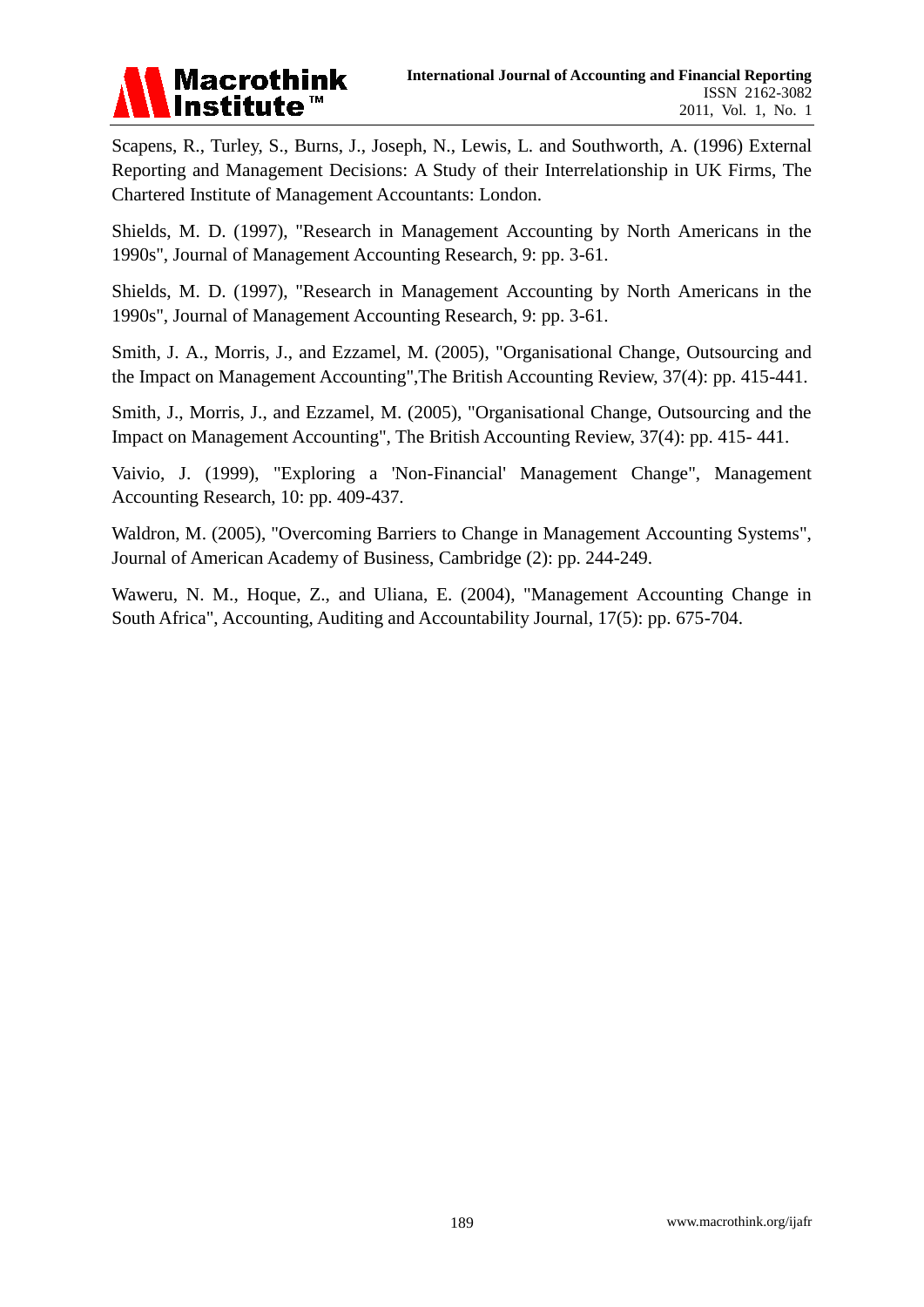Scapens, R., Turley, S., Burns, J., Joseph, N., Lewis, L. and Southworth, A. (1996) External Reporting and Management Decisions: A Study of their Interrelationship in UK Firms, The Chartered Institute of Management Accountants: London.

Shields, M. D. (1997), "Research in Management Accounting by North Americans in the 1990s", Journal of Management Accounting Research, 9: pp. 3-61.

Shields, M. D. (1997), "Research in Management Accounting by North Americans in the 1990s", Journal of Management Accounting Research, 9: pp. 3-61.

Smith, J. A., Morris, J., and Ezzamel, M. (2005), "Organisational Change, Outsourcing and the Impact on Management Accounting",The British Accounting Review, 37(4): pp. 415-441.

Smith, J., Morris, J., and Ezzamel, M. (2005), "Organisational Change, Outsourcing and the Impact on Management Accounting", The British Accounting Review, 37(4): pp. 415- 441.

Vaivio, J. (1999), "Exploring a 'Non-Financial' Management Change", Management Accounting Research, 10: pp. 409-437.

Waldron, M. (2005), "Overcoming Barriers to Change in Management Accounting Systems", Journal of American Academy of Business, Cambridge (2): pp. 244-249.

Waweru, N. M., Hoque, Z., and Uliana, E. (2004), "Management Accounting Change in South Africa", Accounting, Auditing and Accountability Journal, 17(5): pp. 675-704.